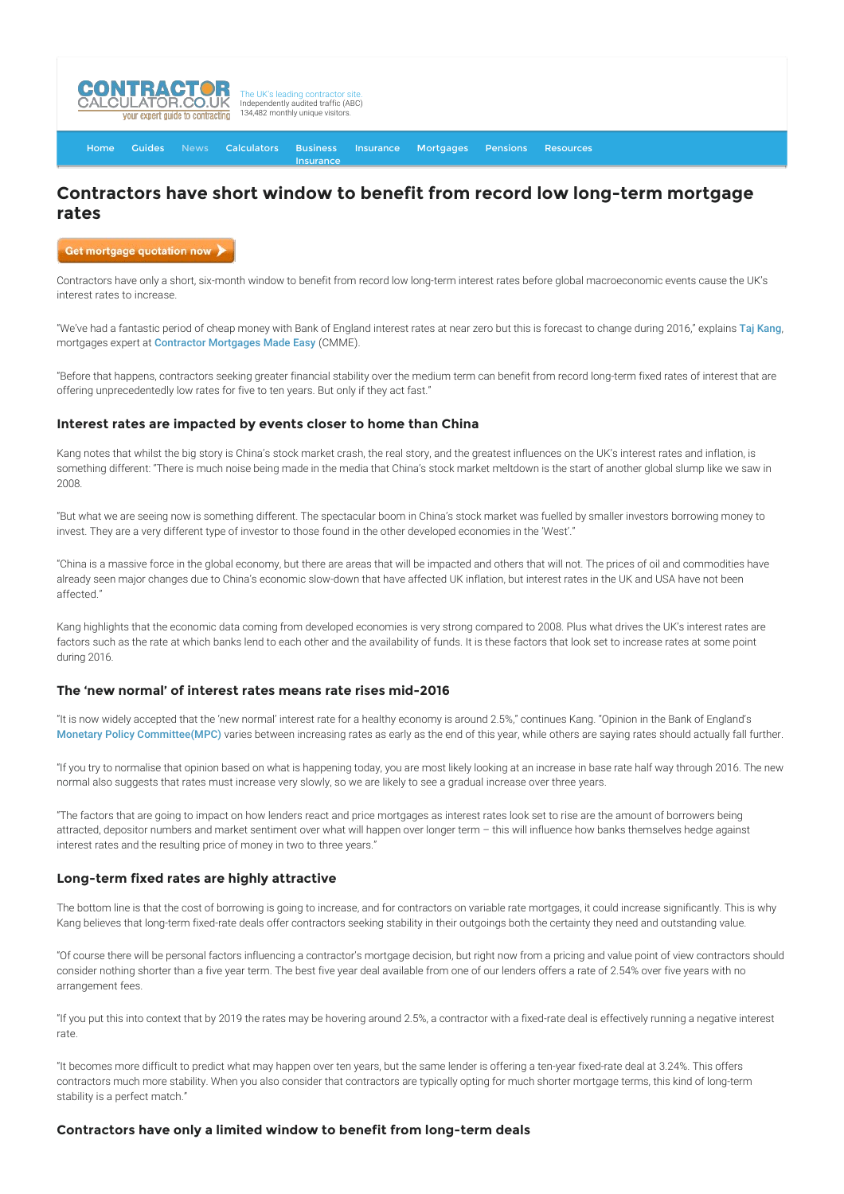CONTRACTOR CALCULATOR.CO.UK your expert guide to contracting

The UK's leading contractor site. Independently audited traffic (ABC) 134,482 monthly unique visitors.

Home Guides News Calculators Business Insurance Insurance Mortgages Pensions Resources

# Contractors have short window to benefit from record low long-term mortgage rates

Get mortgage quotation now

Contractors have only a short, six-month window to benefit from record low long-term interest rates before global macroeconomic events cause the UK's interest rates to increase.

"We've had a fantastic period of cheap money with Bank of England interest rates at near zero but this is forecast to change during 2016," explains Taj Kang, mortgages expert at Contractor Mortgages Made Easy (CMME).

"Before that happens, contractors seeking greater financial stability over the medium term can benefit from record long-term fixed rates of interest that are offering unprecedentedly low rates for five to ten years. But only if they act fast."

## Interest rates are impacted by events closer to home than China

Kang notes that whilst the big story is China's stock market crash, the real story, and the greatest influences on the UK's interest rates and inflation, is something different: "There is much noise being made in the media that China's stock market meltdown is the start of another global slump like we saw in 2008.

"But what we are seeing now is something different. The spectacular boom in China's stock market was fuelled by smaller investors borrowing money to invest. They are a very different type of investor to those found in the other developed economies in the 'West'."

"China is a massive force in the global economy, but there are areas that will be impacted and others that will not. The prices of oil and commodities have already seen major changes due to China's economic slow-down that have affected UK inflation, but interest rates in the UK and USA have not been affected."

Kang highlights that the economic data coming from developed economies is very strong compared to 2008. Plus what drives the UK's interest rates are factors such as the rate at which banks lend to each other and the availability of funds. It is these factors that look set to increase rates at some point during 2016.

## The 'new normal' of interest rates means rate rises mid-2016

"It is now widely accepted that the 'new normal' interest rate for a healthy economy is around 2.5%," continues Kang. "Opinion in the Bank of England's Monetary Policy Committee(MPC) varies between increasing rates as early as the end of this year, while others are saying rates should actually fall further.

"If you try to normalise that opinion based on what is happening today, you are most likely looking at an increase in base rate half way through 2016. The new normal also suggests that rates must increase very slowly, so we are likely to see a gradual increase over three years.

"The factors that are going to impact on how lenders react and price mortgages as interest rates look set to rise are the amount of borrowers being attracted, depositor numbers and market sentiment over what will happen over longer term – this will influence how banks themselves hedge against interest rates and the resulting price of money in two to three years."

## Long-term fixed rates are highly attractive

The bottom line is that the cost of borrowing is going to increase, and for contractors on variable rate mortgages, it could increase significantly. This is why Kang believes that long-term fixed-rate deals offer contractors seeking stability in their outgoings both the certainty they need and outstanding value.

"Of course there will be personal factors influencing a contractor's mortgage decision, but right now from a pricing and value point of view contractors should consider nothing shorter than a five year term. The best five year deal available from one of our lenders offers a rate of 2.54% over five years with no arrangement fees.

"If you put this into context that by 2019 the rates may be hovering around 2.5%, a contractor with a fixed-rate deal is effectively running a negative interest rate.

"It becomes more difficult to predict what may happen over ten years, but the same lender is offering a ten-year fixed-rate deal at 3.24%. This offers contractors much more stability. When you also consider that contractors are typically opting for much shorter mortgage terms, this kind of long-term stability is a perfect match."

## Contractors have only a limited window to benefit from long-term deals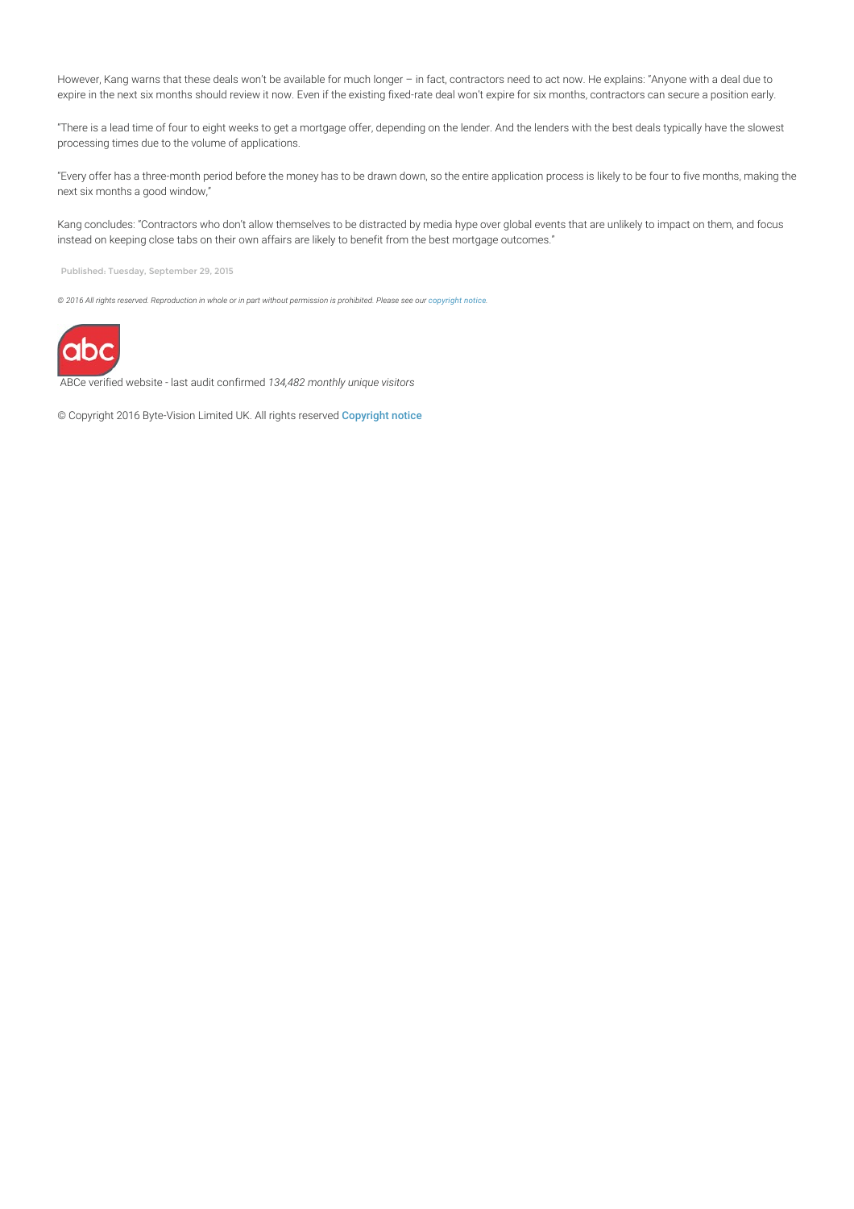However, Kang warns that these deals won't be available for much longer – in fact, contractors need to act now. He explains: "Anyone with a deal due to expire in the next six months should review it now. Even if the existing fixed-rate deal won't expire for six months, contractors can secure a position early.

"There is a lead time of four to eight weeks to get a mortgage offer, depending on the lender. And the lenders with the best deals typically have the slowest processing times due to the volume of applications.

"Every offer has a three-month period before the money has to be drawn down, so the entire application process is likely to be four to five months, making the next six months a good window,"

Kang concludes: "Contractors who don't allow themselves to be distracted by media hype over global events that are unlikely to impact on them, and focus instead on keeping close tabs on their own affairs are likely to benefit from the best mortgage outcomes."

Published: Tuesday, September 29, 2015

*© 2016 All rights reserved. Reproduction in whole or in part without permission is prohibited. Please see our copyright notice.*

abc

ABCe verified website - last audit confirmed *134,482 monthly unique visitors*

© Copyright 2016 Byte-Vision Limited UK. All rights reserved **Copyright notice**